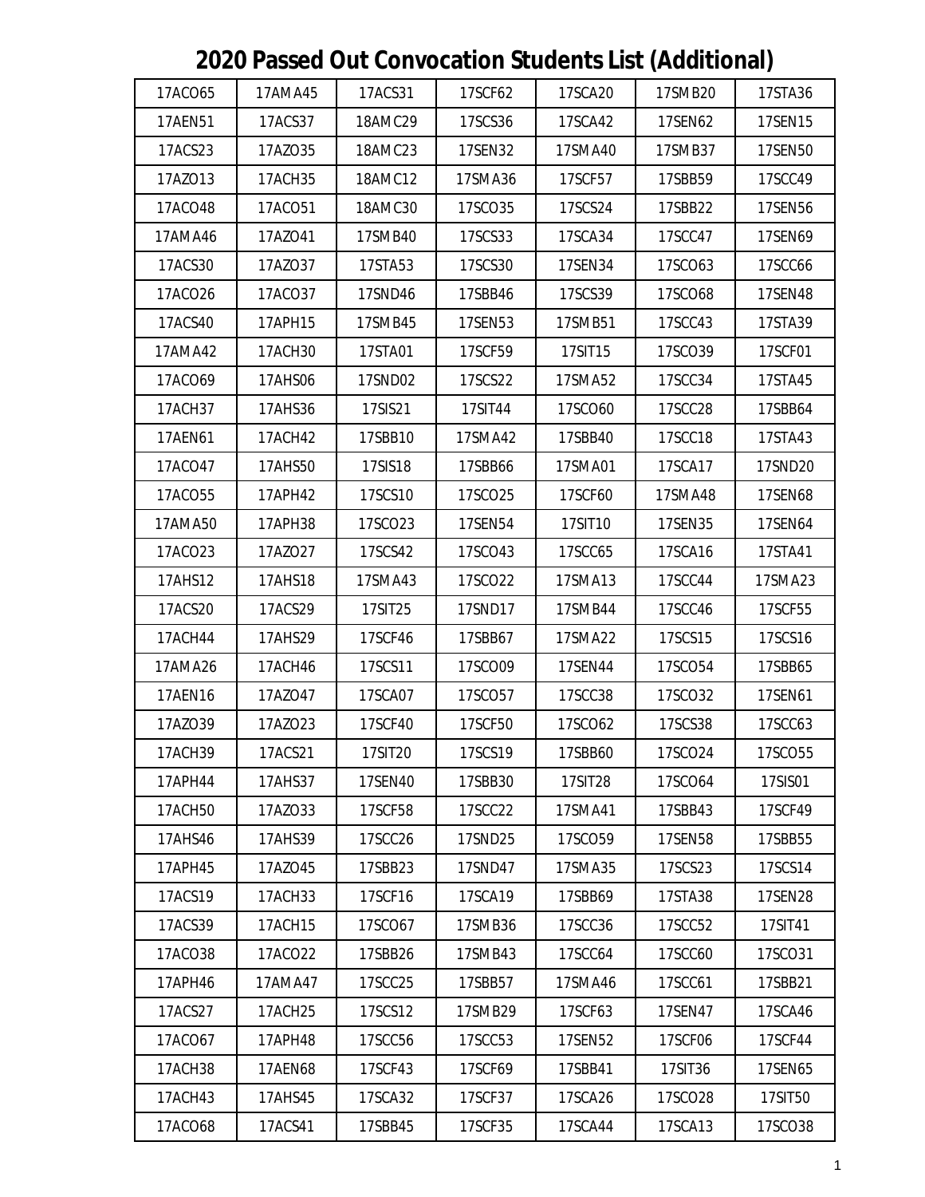# 2020 Passed Out Convocation Students List (Additional)

| | | | | | | |
|---|---|---|---|---|---|---|
| 17ACO65 | 17AMA45 | 17ACS31 | 17SCF62 | 17SCA20 | 17SMB20 | 17STA36 |
| 17AEN51 | 17ACS37 | 18AMC29 | 17SCS36 | 17SCA42 | 17SEN62 | 17SEN15 |
| 17ACS23 | 17AZO35 | 18AMC23 | 17SEN32 | 17SMA40 | 17SMB37 | 17SEN50 |
| 17AZO13 | 17ACH35 | 18AMC12 | 17SMA36 | 17SCF57 | 17SBB59 | 17SCC49 |
| 17ACO48 | 17ACO51 | 18AMC30 | 17SCO35 | 17SCS24 | 17SBB22 | 17SEN56 |
| 17AMA46 | 17AZO41 | 17SMB40 | 17SCS33 | 17SCA34 | 17SCC47 | 17SEN69 |
| 17ACS30 | 17AZO37 | 17STA53 | 17SCS30 | 17SEN34 | 17SCO63 | 17SCC66 |
| 17ACO26 | 17ACO37 | 17SND46 | 17SBB46 | 17SCS39 | 17SCO68 | 17SEN48 |
| 17ACS40 | 17APH15 | 17SMB45 | 17SEN53 | 17SMB51 | 17SCC43 | 17STA39 |
| 17AMA42 | 17ACH30 | 17STA01 | 17SCF59 | 17SIT15 | 17SCO39 | 17SCF01 |
| 17ACO69 | 17AHS06 | 17SND02 | 17SCS22 | 17SMA52 | 17SCC34 | 17STA45 |
| 17ACH37 | 17AHS36 | 17SIS21 | 17SIT44 | 17SCO60 | 17SCC28 | 17SBB64 |
| 17AEN61 | 17ACH42 | 17SBB10 | 17SMA42 | 17SBB40 | 17SCC18 | 17STA43 |
| 17ACO47 | 17AHS50 | 17SIS18 | 17SBB66 | 17SMA01 | 17SCA17 | 17SND20 |
| 17ACO55 | 17APH42 | 17SCS10 | 17SCO25 | 17SCF60 | 17SMA48 | 17SEN68 |
| 17AMA50 | 17APH38 | 17SCO23 | 17SEN54 | 17SIT10 | 17SEN35 | 17SEN64 |
| 17ACO23 | 17AZO27 | 17SCS42 | 17SCO43 | 17SCC65 | 17SCA16 | 17STA41 |
| 17AHS12 | 17AHS18 | 17SMA43 | 17SCO22 | 17SMA13 | 17SCC44 | 17SMA23 |
| 17ACS20 | 17ACS29 | 17SIT25 | 17SND17 | 17SMB44 | 17SCC46 | 17SCF55 |
| 17ACH44 | 17AHS29 | 17SCF46 | 17SBB67 | 17SMA22 | 17SCS15 | 17SCS16 |
| 17AMA26 | 17ACH46 | 17SCS11 | 17SCO09 | 17SEN44 | 17SCO54 | 17SBB65 |
| 17AEN16 | 17AZO47 | 17SCA07 | 17SCO57 | 17SCC38 | 17SCO32 | 17SEN61 |
| 17AZO39 | 17AZO23 | 17SCF40 | 17SCF50 | 17SCO62 | 17SCS38 | 17SCC63 |
| 17ACH39 | 17ACS21 | 17SIT20 | 17SCS19 | 17SBB60 | 17SCO24 | 17SCO55 |
| 17APH44 | 17AHS37 | 17SEN40 | 17SBB30 | 17SIT28 | 17SCO64 | 17SIS01 |
| 17ACH50 | 17AZO33 | 17SCF58 | 17SCC22 | 17SMA41 | 17SBB43 | 17SCF49 |
| 17AHS46 | 17AHS39 | 17SCC26 | 17SND25 | 17SCO59 | 17SEN58 | 17SBB55 |
| 17APH45 | 17AZO45 | 17SBB23 | 17SND47 | 17SMA35 | 17SCS23 | 17SCS14 |
| 17ACS19 | 17ACH33 | 17SCF16 | 17SCA19 | 17SBB69 | 17STA38 | 17SEN28 |
| 17ACS39 | 17ACH15 | 17SCO67 | 17SMB36 | 17SCC36 | 17SCC52 | 17SIT41 |
| 17ACO38 | 17ACO22 | 17SBB26 | 17SMB43 | 17SCC64 | 17SCC60 | 17SCO31 |
| 17APH46 | 17AMA47 | 17SCC25 | 17SBB57 | 17SMA46 | 17SCC61 | 17SBB21 |
| 17ACS27 | 17ACH25 | 17SCS12 | 17SMB29 | 17SCF63 | 17SEN47 | 17SCA46 |
| 17ACO67 | 17APH48 | 17SCC56 | 17SCC53 | 17SEN52 | 17SCF06 | 17SCF44 |
| 17ACH38 | 17AEN68 | 17SCF43 | 17SCF69 | 17SBB41 | 17SIT36 | 17SEN65 |
| 17ACH43 | 17AHS45 | 17SCA32 | 17SCF37 | 17SCA26 | 17SCO28 | 17SIT50 |
| 17ACO68 | 17ACS41 | 17SBB45 | 17SCF35 | 17SCA44 | 17SCA13 | 17SCO38 |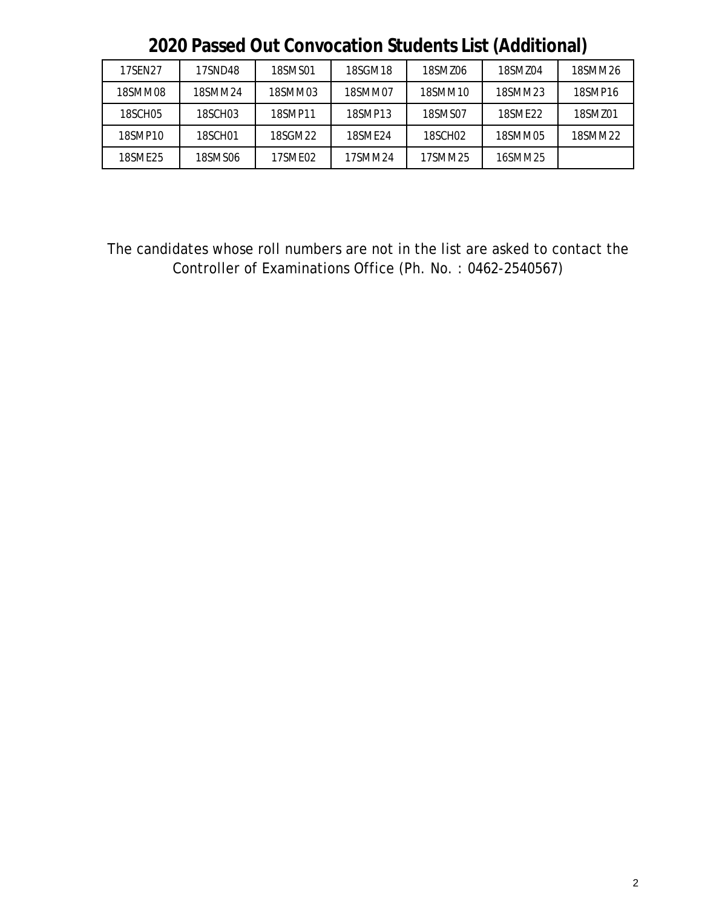## 2020 Passed Out Convocation Students List (Additional)

| | | | | | | |
|---|---|---|---|---|---|---|
| 17SEN27 | 17SND48 | 18SMS01 | 18SGM18 | 18SMZ06 | 18SMZ04 | 18SMM26 |
| 18SMM08 | 18SMM24 | 18SMM03 | 18SMM07 | 18SMM10 | 18SMM23 | 18SMP16 |
| 18SCH05 | 18SCH03 | 18SMP11 | 18SMP13 | 18SMS07 | 18SME22 | 18SMZ01 |
| 18SMP10 | 18SCH01 | 18SGM22 | 18SME24 | 18SCH02 | 18SMM05 | 18SMM22 |
| 18SME25 | 18SMS06 | 17SME02 | 17SMM24 | 17SMM25 | 16SMM25 | |

The candidates whose roll numbers are not in the list are asked to contact the Controller of Examinations Office (Ph. No. : 0462-2540567)